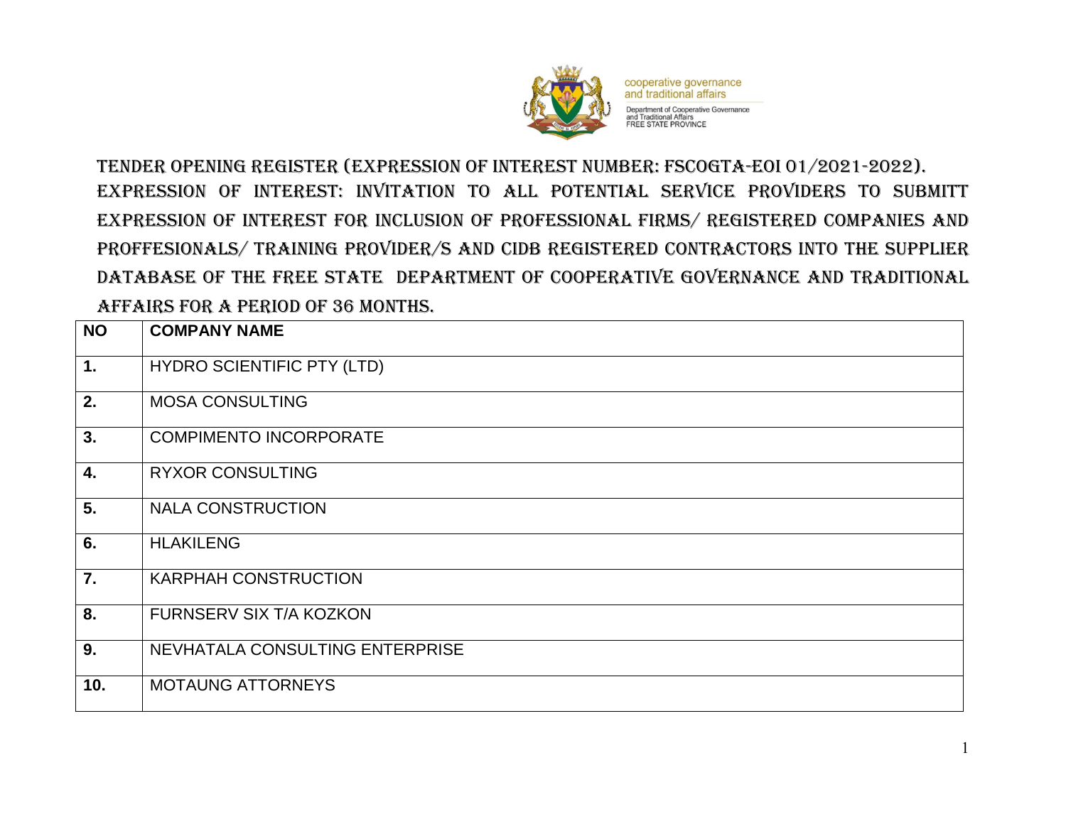cooperative governance
and traditional affairs

Department of Cooperative Governance
and Traditional Affairs
FREE STATE PROVINCE

# TENDER OPENING REGISTER (EXPRESSION OF INTEREST NUMBER: FSCOGTA-EOI 01/2021-2022).

EXPRESSION OF INTEREST: INVITATION TO ALL POTENTIAL SERVICE PROVIDERS TO SUBMITT EXPRESSION OF INTEREST FOR INCLUSION OF PROFESSIONAL FIRMS/ REGISTERED COMPANIES AND PROFFESIONALS/ TRAINING PROVIDER/S AND CIDB REGISTERED CONTRACTORS INTO THE SUPPLIER DATABASE OF THE FREE STATE DEPARTMENT OF COOPERATIVE GOVERNANCE AND TRADITIONAL AFFAIRS FOR A PERIOD OF 36 MONTHS.

| NO | COMPANY NAME |
|---|---|
| 1. | HYDRO SCIENTIFIC PTY (LTD) |
| 2. | MOSA CONSULTING |
| 3. | COMPIMENTO INCORPORATE |
| 4. | RYXOR CONSULTING |
| 5. | NALA CONSTRUCTION |
| 6. | HLAKILENG |
| 7. | KARPHAH CONSTRUCTION |
| 8. | FURNSERV SIX T/A KOZKON |
| 9. | NEVHATALA CONSULTING ENTERPRISE |
| 10. | MOTAUNG ATTORNEYS |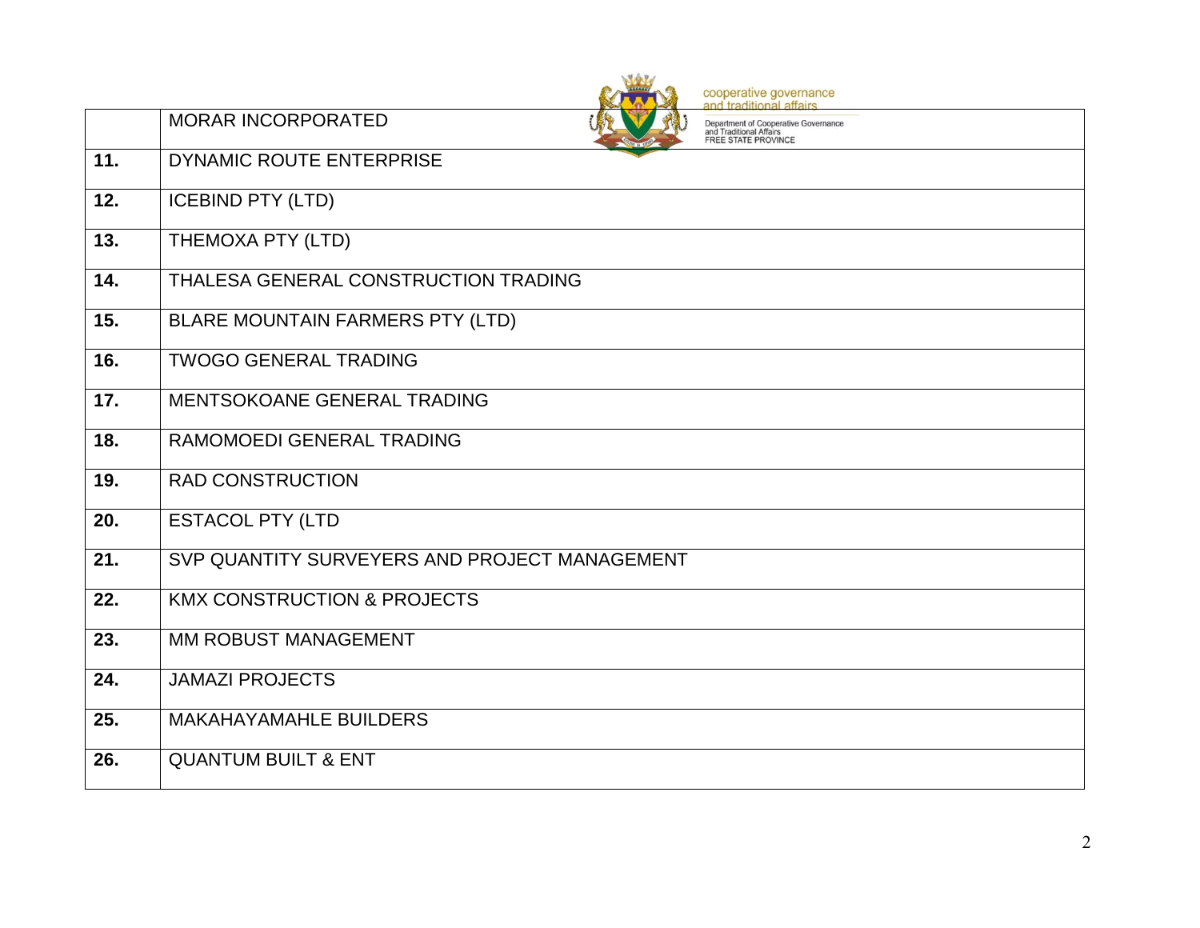|  | MORAR INCORPORATED |
|---|---|
| **11.** | DYNAMIC ROUTE ENTERPRISE |
| **12.** | ICEBIND PTY (LTD) |
| **13.** | THEMOXA PTY (LTD) |
| **14.** | THALESA GENERAL CONSTRUCTION TRADING |
| **15.** | BLARE MOUNTAIN FARMERS PTY (LTD) |
| **16.** | TWOGO GENERAL TRADING |
| **17.** | MENTSOKOANE GENERAL TRADING |
| **18.** | RAMOMOEDI GENERAL TRADING |
| **19.** | RAD CONSTRUCTION |
| **20.** | ESTACOL PTY (LTD |
| **21.** | SVP QUANTITY SURVEYERS AND PROJECT MANAGEMENT |
| **22.** | KMX CONSTRUCTION & PROJECTS |
| **23.** | MM ROBUST MANAGEMENT |
| **24.** | JAMAZI PROJECTS |
| **25.** | MAKAHAYAMAHLE BUILDERS |
| **26.** | QUANTUM BUILT & ENT |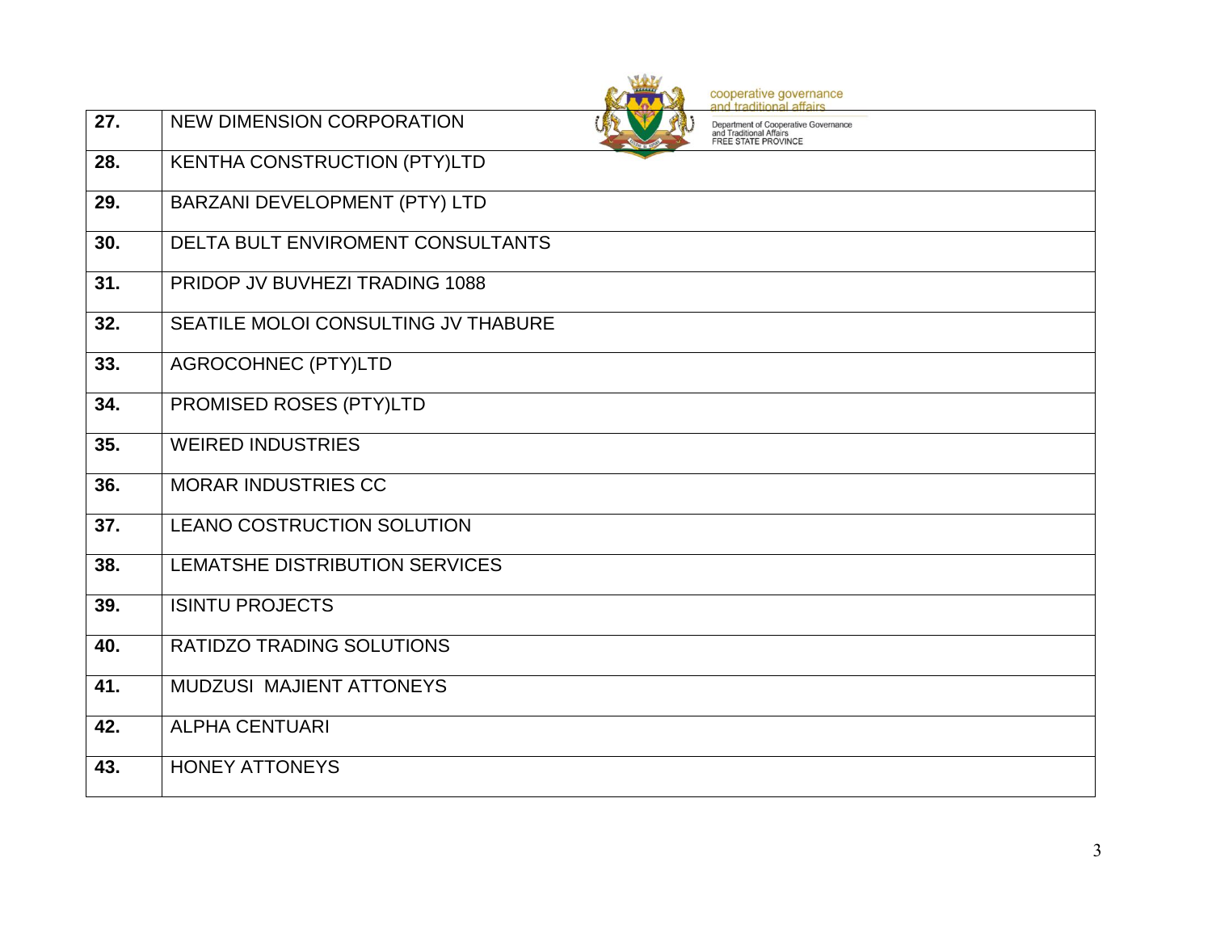| 27. | NEW DIMENSION CORPORATION |
|---|---|
| 28. | KENTHA CONSTRUCTION (PTY)LTD |
| 29. | BARZANI DEVELOPMENT (PTY) LTD |
| 30. | DELTA BULT ENVIROMENT CONSULTANTS |
| 31. | PRIDOP JV BUVHEZI TRADING 1088 |
| 32. | SEATILE MOLOI CONSULTING JV THABURE |
| 33. | AGROCOHNEC (PTY)LTD |
| 34. | PROMISED ROSES (PTY)LTD |
| 35. | WEIRED INDUSTRIES |
| 36. | MORAR INDUSTRIES CC |
| 37. | LEANO COSTRUCTION SOLUTION |
| 38. | LEMATSHE DISTRIBUTION SERVICES |
| 39. | ISINTU PROJECTS |
| 40. | RATIDZO TRADING SOLUTIONS |
| 41. | MUDZUSI MAJIENT ATTONEYS |
| 42. | ALPHA CENTUARI |
| 43. | HONEY ATTONEYS |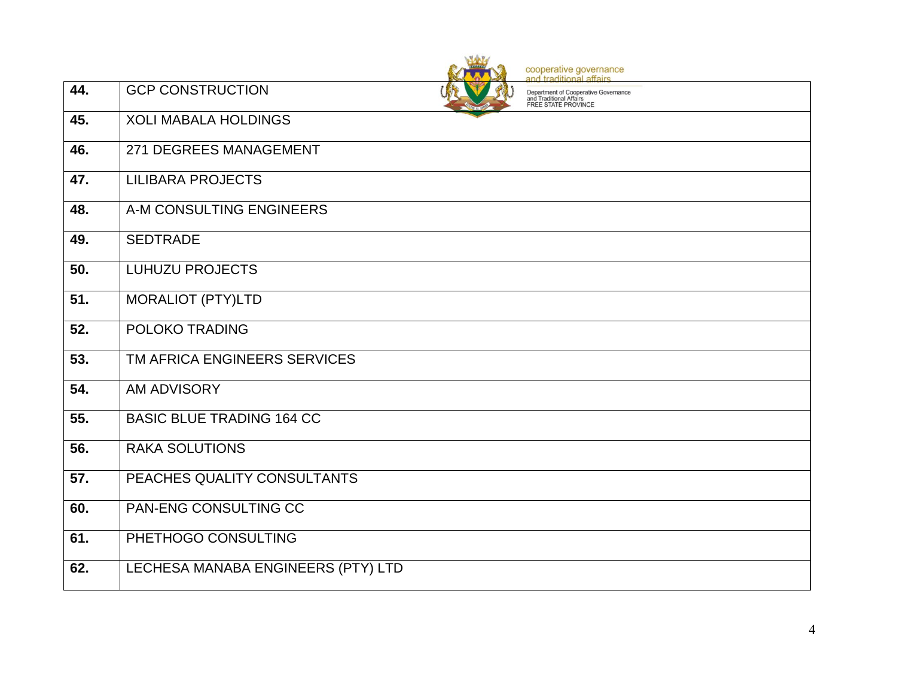| | |
|---|---|
| **44.** | GCP CONSTRUCTION |
| **45.** | XOLI MABALA HOLDINGS |
| **46.** | 271 DEGREES MANAGEMENT |
| **47.** | LILIBARA PROJECTS |
| **48.** | A-M CONSULTING ENGINEERS |
| **49.** | SEDTRADE |
| **50.** | LUHUZU PROJECTS |
| **51.** | MORALIOT (PTY)LTD |
| **52.** | POLOKO TRADING |
| **53.** | TM AFRICA ENGINEERS SERVICES |
| **54.** | AM ADVISORY |
| **55.** | BASIC BLUE TRADING 164 CC |
| **56.** | RAKA SOLUTIONS |
| **57.** | PEACHES QUALITY CONSULTANTS |
| **60.** | PAN-ENG CONSULTING CC |
| **61.** | PHETHOGO CONSULTING |
| **62.** | LECHESA MANABA ENGINEERS (PTY) LTD |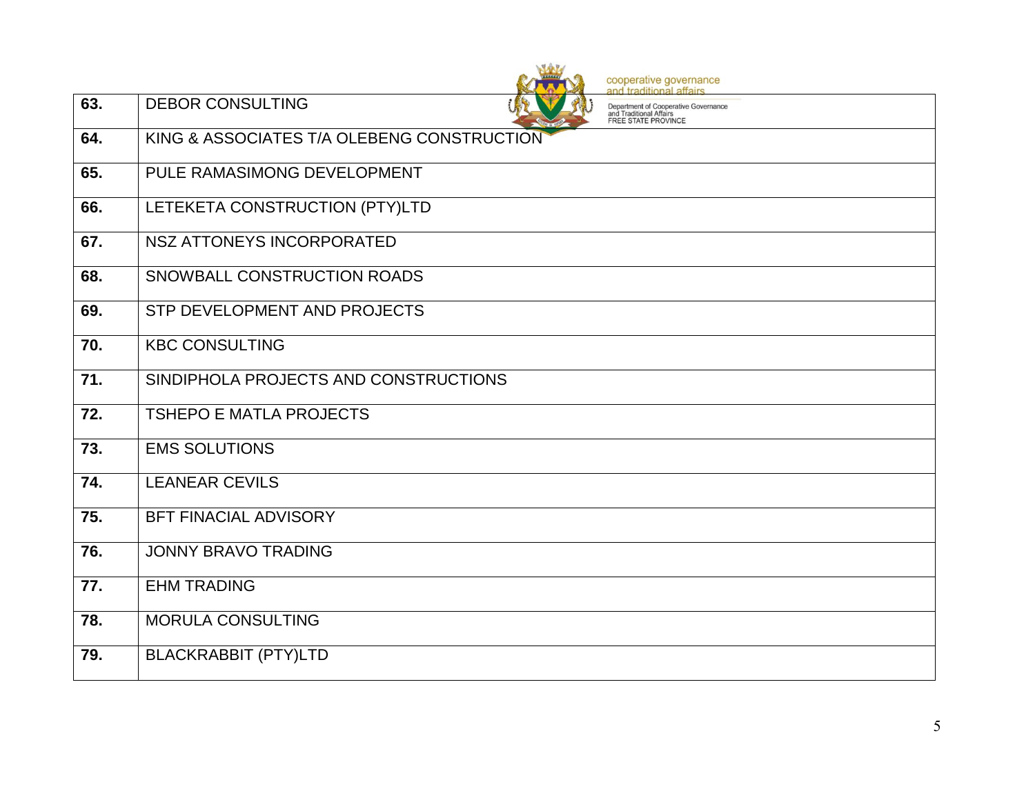| | |
|---|---|
| **63.** | DEBOR CONSULTING |
| **64.** | KING & ASSOCIATES T/A OLEBENG CONSTRUCTION |
| **65.** | PULE RAMASIMONG DEVELOPMENT |
| **66.** | LETEKETA CONSTRUCTION (PTY)LTD |
| **67.** | NSZ ATTONEYS INCORPORATED |
| **68.** | SNOWBALL CONSTRUCTION ROADS |
| **69.** | STP DEVELOPMENT AND PROJECTS |
| **70.** | KBC CONSULTING |
| **71.** | SINDIPHOLA PROJECTS AND CONSTRUCTIONS |
| **72.** | TSHEPO E MATLA PROJECTS |
| **73.** | EMS SOLUTIONS |
| **74.** | LEANEAR CEVILS |
| **75.** | BFT FINACIAL ADVISORY |
| **76.** | JONNY BRAVO TRADING |
| **77.** | EHM TRADING |
| **78.** | MORULA CONSULTING |
| **79.** | BLACKRABBIT (PTY)LTD |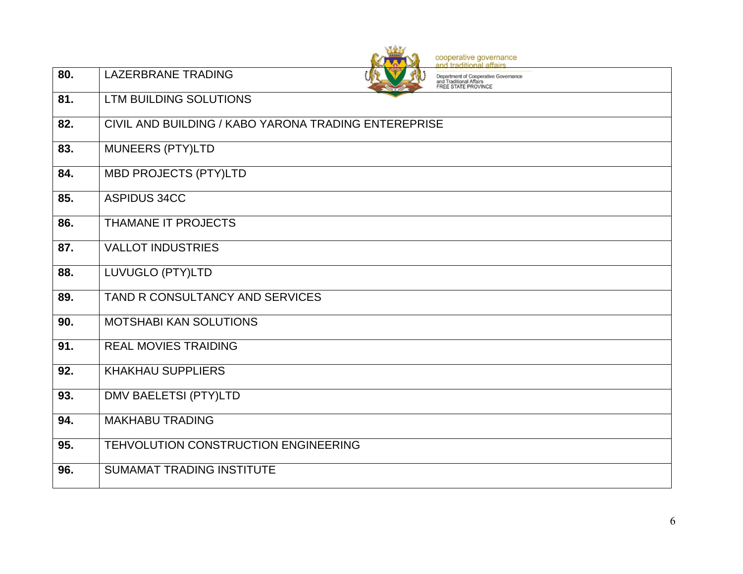| 80. | LAZERBRANE TRADING |
|---|---|
| 81. | LTM BUILDING SOLUTIONS |
| 82. | CIVIL AND BUILDING / KABO YARONA TRADING ENTEREPRISE |
| 83. | MUNEERS (PTY)LTD |
| 84. | MBD PROJECTS (PTY)LTD |
| 85. | ASPIDUS 34CC |
| 86. | THAMANE IT PROJECTS |
| 87. | VALLOT INDUSTRIES |
| 88. | LUVUGLO (PTY)LTD |
| 89. | TAND R CONSULTANCY AND SERVICES |
| 90. | MOTSHABI KAN SOLUTIONS |
| 91. | REAL MOVIES TRAIDING |
| 92. | KHAKHAU SUPPLIERS |
| 93. | DMV BAELETSI (PTY)LTD |
| 94. | MAKHABU TRADING |
| 95. | TEHVOLUTION CONSTRUCTION ENGINEERING |
| 96. | SUMAMAT TRADING INSTITUTE |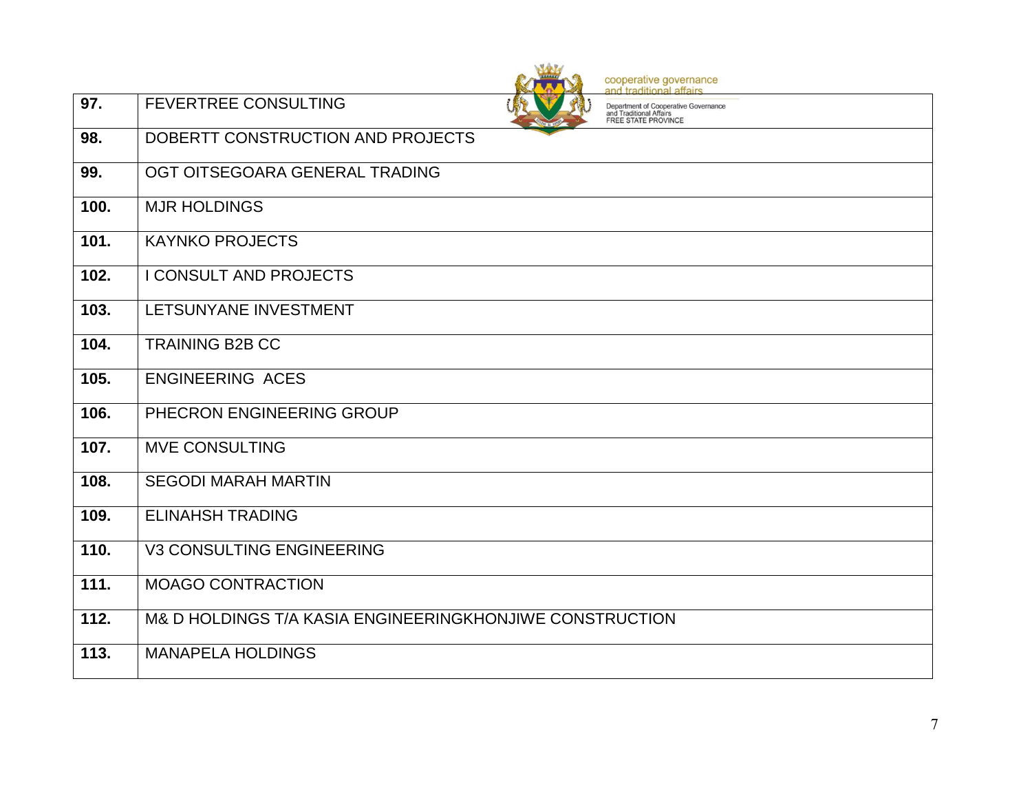| | |
|---|---|
| **97.** | FEVERTREE CONSULTING |
| **98.** | DOBERTT CONSTRUCTION AND PROJECTS |
| **99.** | OGT OITSEGOARA GENERAL TRADING |
| **100.** | MJR HOLDINGS |
| **101.** | KAYNKO PROJECTS |
| **102.** | I CONSULT AND PROJECTS |
| **103.** | LETSUNYANE INVESTMENT |
| **104.** | TRAINING B2B CC |
| **105.** | ENGINEERING ACES |
| **106.** | PHECRON ENGINEERING GROUP |
| **107.** | MVE CONSULTING |
| **108.** | SEGODI MARAH MARTIN |
| **109.** | ELINAHSH TRADING |
| **110.** | V3 CONSULTING ENGINEERING |
| **111.** | MOAGO CONTRACTION |
| **112.** | M& D HOLDINGS T/A KASIA ENGINEERINGKHONJIWE CONSTRUCTION |
| **113.** | MANAPELA HOLDINGS |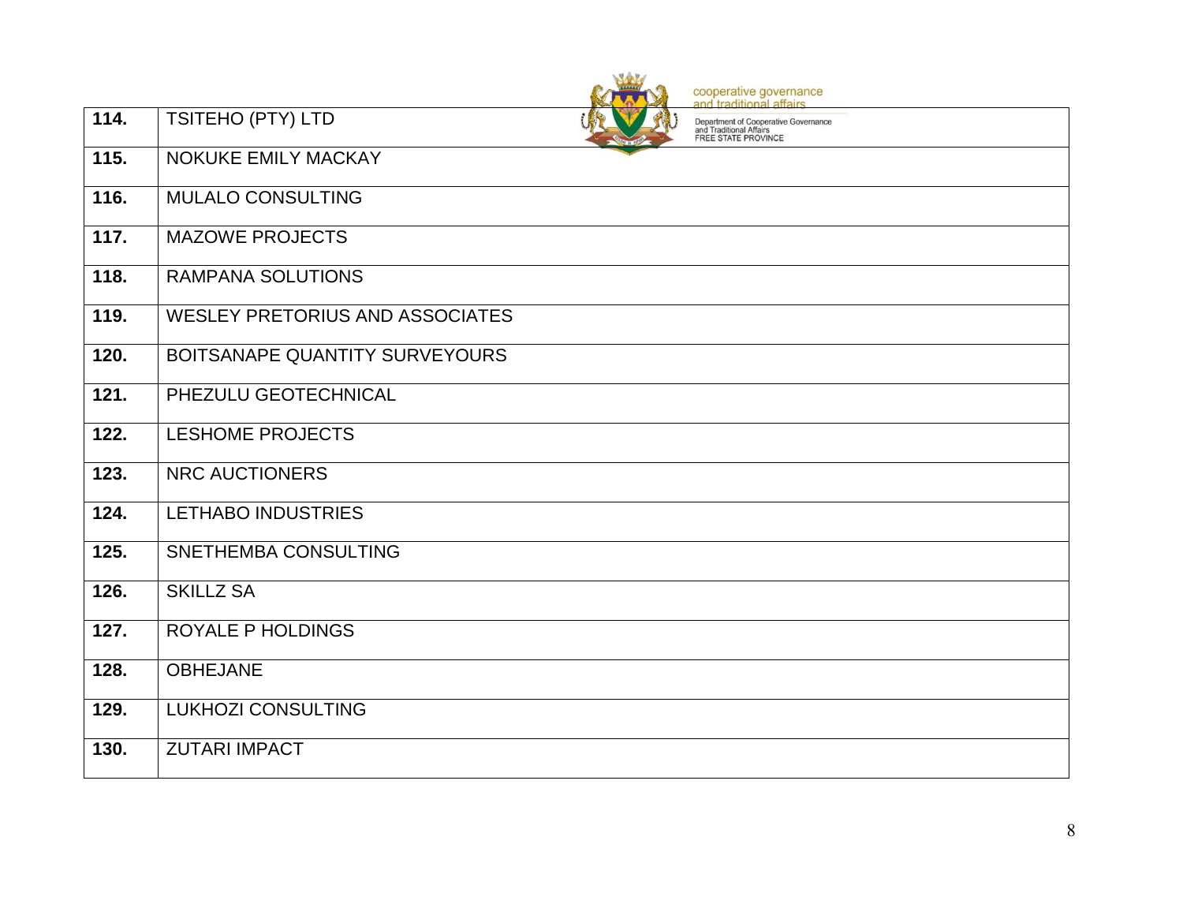| | |
|---|---|
| **114.** | TSITEHO (PTY) LTD |
| **115.** | NOKUKE EMILY MACKAY |
| **116.** | MULALO CONSULTING |
| **117.** | MAZOWE PROJECTS |
| **118.** | RAMPANA SOLUTIONS |
| **119.** | WESLEY PRETORIUS AND ASSOCIATES |
| **120.** | BOITSANAPE QUANTITY SURVEYOURS |
| **121.** | PHEZULU GEOTECHNICAL |
| **122.** | LESHOME PROJECTS |
| **123.** | NRC AUCTIONERS |
| **124.** | LETHABO INDUSTRIES |
| **125.** | SNETHEMBA CONSULTING |
| **126.** | SKILLZ SA |
| **127.** | ROYALE P HOLDINGS |
| **128.** | OBHEJANE |
| **129.** | LUKHOZI CONSULTING |
| **130.** | ZUTARI IMPACT |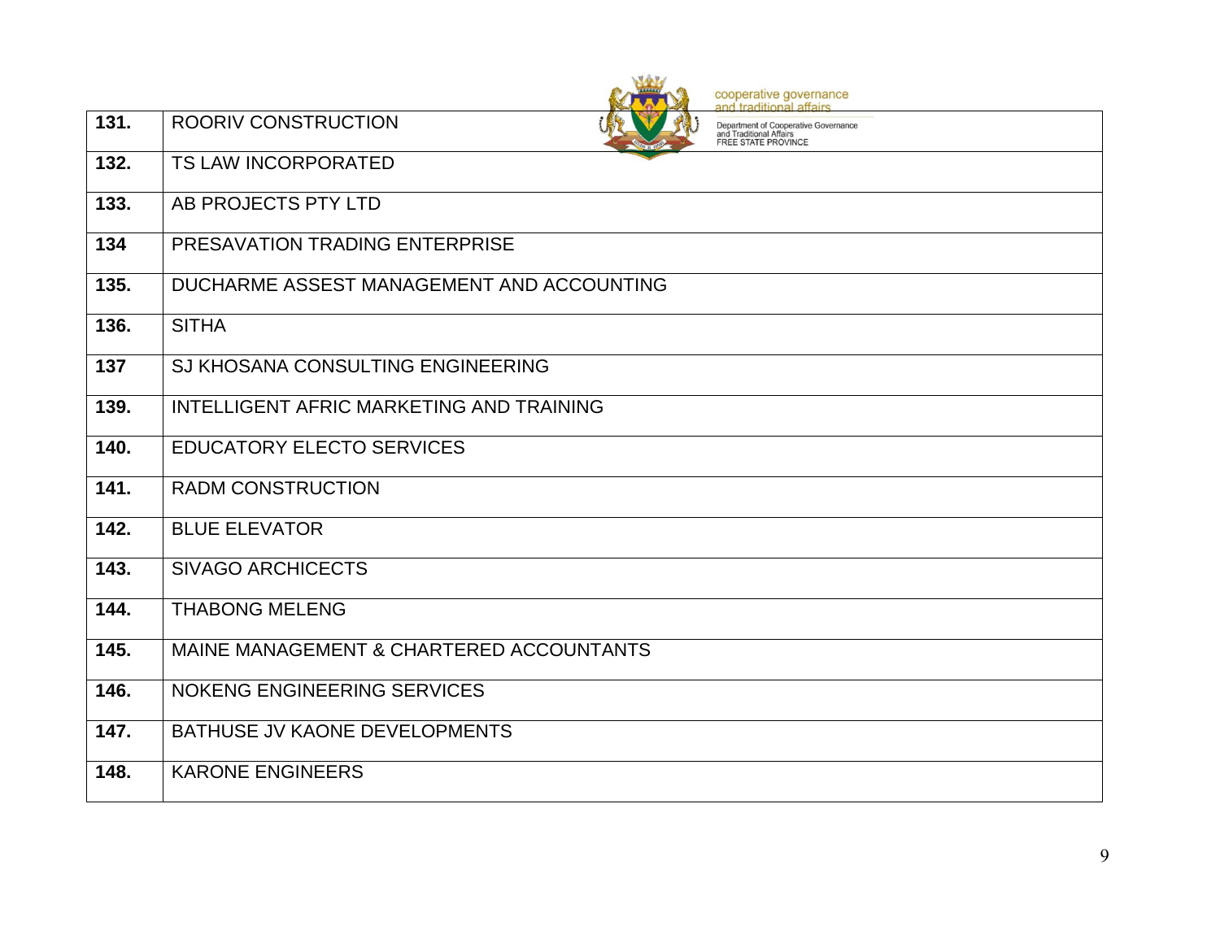| | |
|---|---|
| **131.** | ROORIV CONSTRUCTION |
| **132.** | TS LAW INCORPORATED |
| **133.** | AB PROJECTS PTY LTD |
| **134** | PRESAVATION TRADING ENTERPRISE |
| **135.** | DUCHARME ASSEST MANAGEMENT AND ACCOUNTING |
| **136.** | SITHA |
| **137** | SJ KHOSANA CONSULTING ENGINEERING |
| **139.** | INTELLIGENT AFRIC MARKETING AND TRAINING |
| **140.** | EDUCATORY ELECTO SERVICES |
| **141.** | RADM CONSTRUCTION |
| **142.** | BLUE ELEVATOR |
| **143.** | SIVAGO ARCHICECTS |
| **144.** | THABONG MELENG |
| **145.** | MAINE MANAGEMENT & CHARTERED ACCOUNTANTS |
| **146.** | NOKENG ENGINEERING SERVICES |
| **147.** | BATHUSE JV KAONE DEVELOPMENTS |
| **148.** | KARONE ENGINEERS |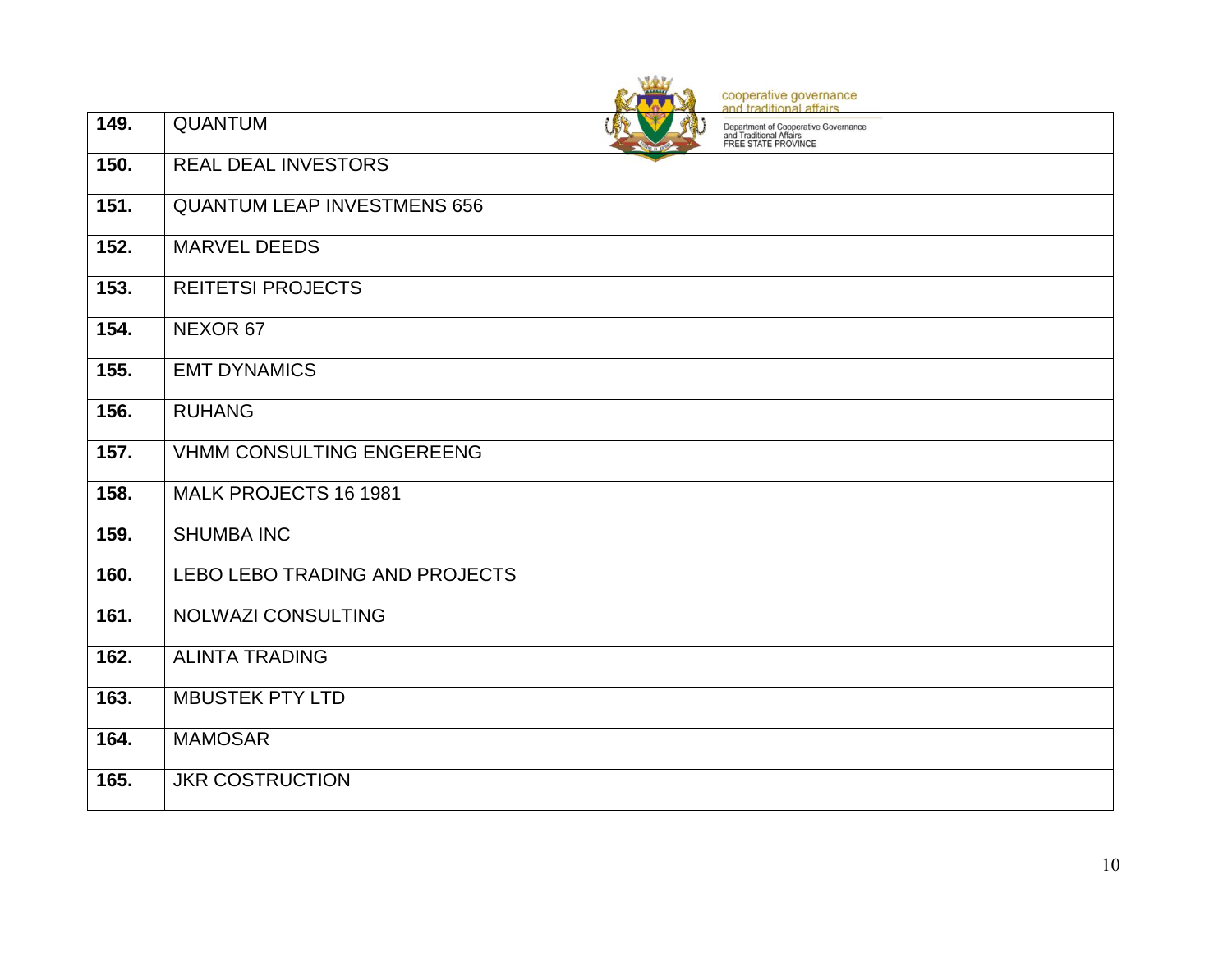| | |
|---|---|
| **149.** | QUANTUM |
| **150.** | REAL DEAL INVESTORS |
| **151.** | QUANTUM LEAP INVESTMENS 656 |
| **152.** | MARVEL DEEDS |
| **153.** | REITETSI PROJECTS |
| **154.** | NEXOR 67 |
| **155.** | EMT DYNAMICS |
| **156.** | RUHANG |
| **157.** | VHMM CONSULTING ENGEREENG |
| **158.** | MALK PROJECTS 16 1981 |
| **159.** | SHUMBA INC |
| **160.** | LEBO LEBO TRADING AND PROJECTS |
| **161.** | NOLWAZI CONSULTING |
| **162.** | ALINTA TRADING |
| **163.** | MBUSTEK PTY LTD |
| **164.** | MAMOSAR |
| **165.** | JKR COSTRUCTION |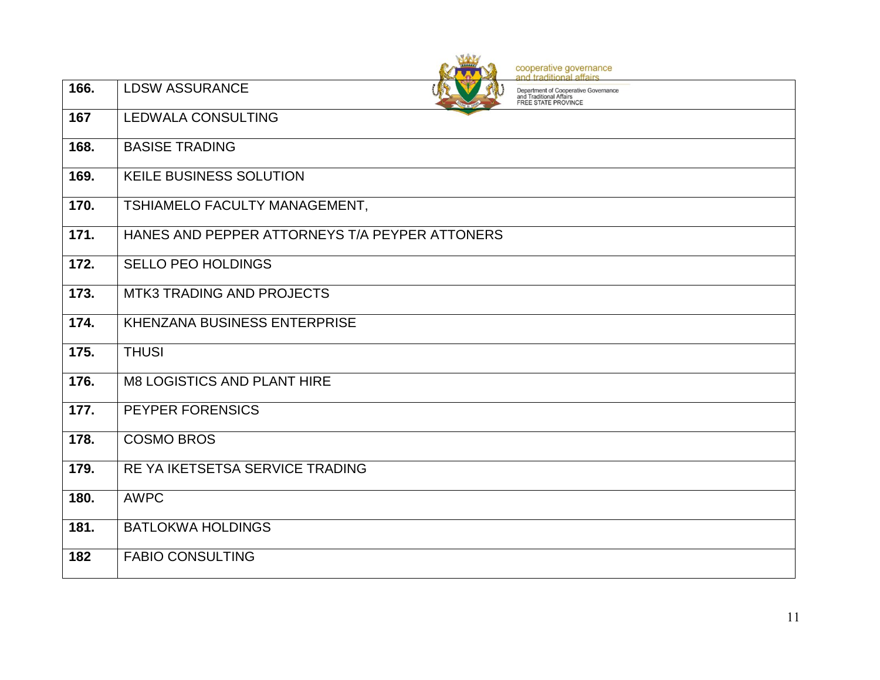| 166. | LDSW ASSURANCE |
|---|---|
| 167 | LEDWALA CONSULTING |
| 168. | BASISE TRADING |
| 169. | KEILE BUSINESS SOLUTION |
| 170. | TSHIAMELO FACULTY MANAGEMENT, |
| 171. | HANES AND PEPPER ATTORNEYS T/A PEYPER ATTONERS |
| 172. | SELLO PEO HOLDINGS |
| 173. | MTK3 TRADING AND PROJECTS |
| 174. | KHENZANA BUSINESS ENTERPRISE |
| 175. | THUSI |
| 176. | M8 LOGISTICS AND PLANT HIRE |
| 177. | PEYPER FORENSICS |
| 178. | COSMO BROS |
| 179. | RE YA IKETSETSA SERVICE TRADING |
| 180. | AWPC |
| 181. | BATLOKWA HOLDINGS |
| 182 | FABIO CONSULTING |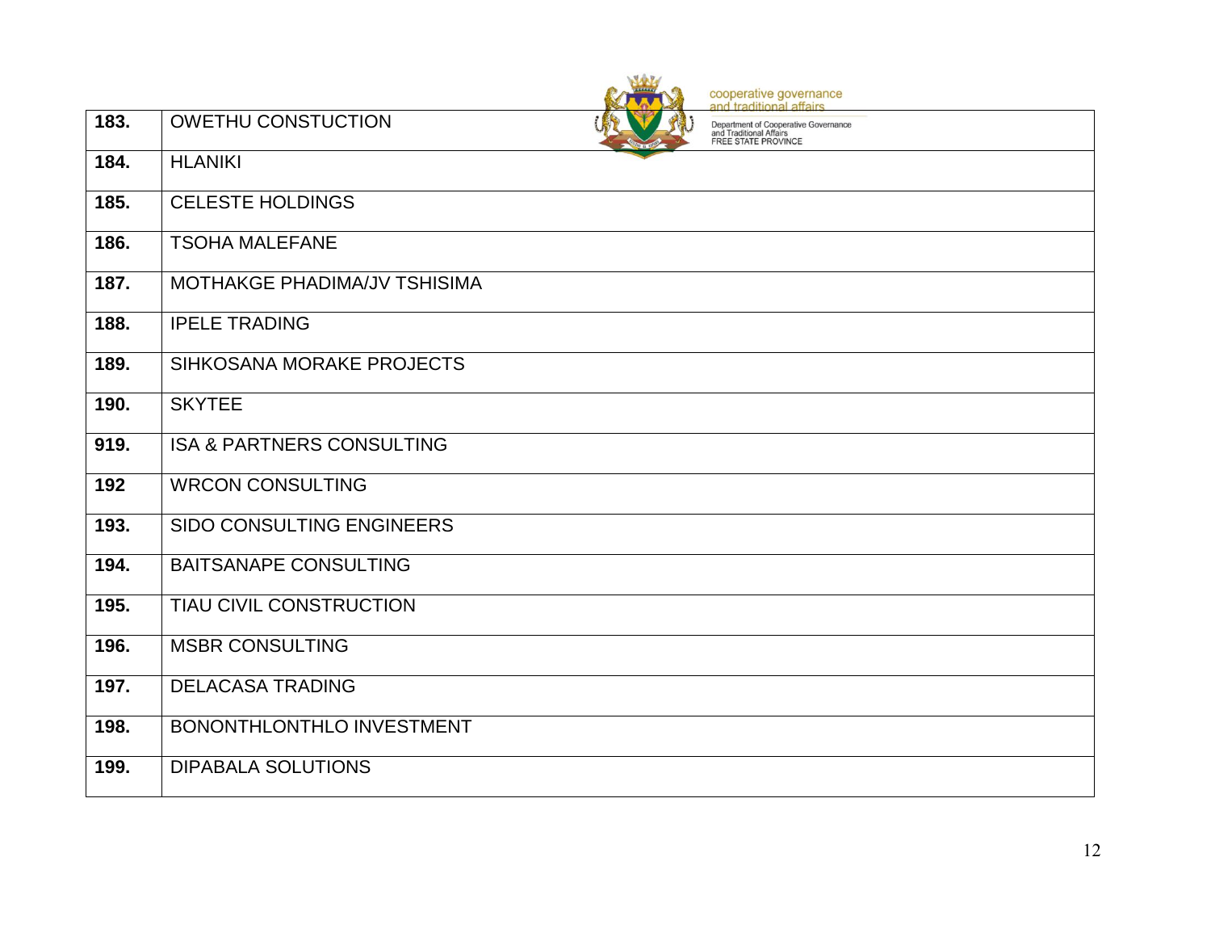| | |
|---|---|
| **183.** | OWETHU CONSTUCTION |
| **184.** | HLANIKI |
| **185.** | CELESTE HOLDINGS |
| **186.** | TSOHA MALEFANE |
| **187.** | MOTHAKGE PHADIMA/JV TSHISIMA |
| **188.** | IPELE TRADING |
| **189.** | SIHKOSANA MORAKE PROJECTS |
| **190.** | SKYTEE |
| **919.** | ISA & PARTNERS CONSULTING |
| **192** | WRCON CONSULTING |
| **193.** | SIDO CONSULTING ENGINEERS |
| **194.** | BAITSANAPE CONSULTING |
| **195.** | TIAU CIVIL CONSTRUCTION |
| **196.** | MSBR CONSULTING |
| **197.** | DELACASA TRADING |
| **198.** | BONONTHLONTHLO INVESTMENT |
| **199.** | DIPABALA SOLUTIONS |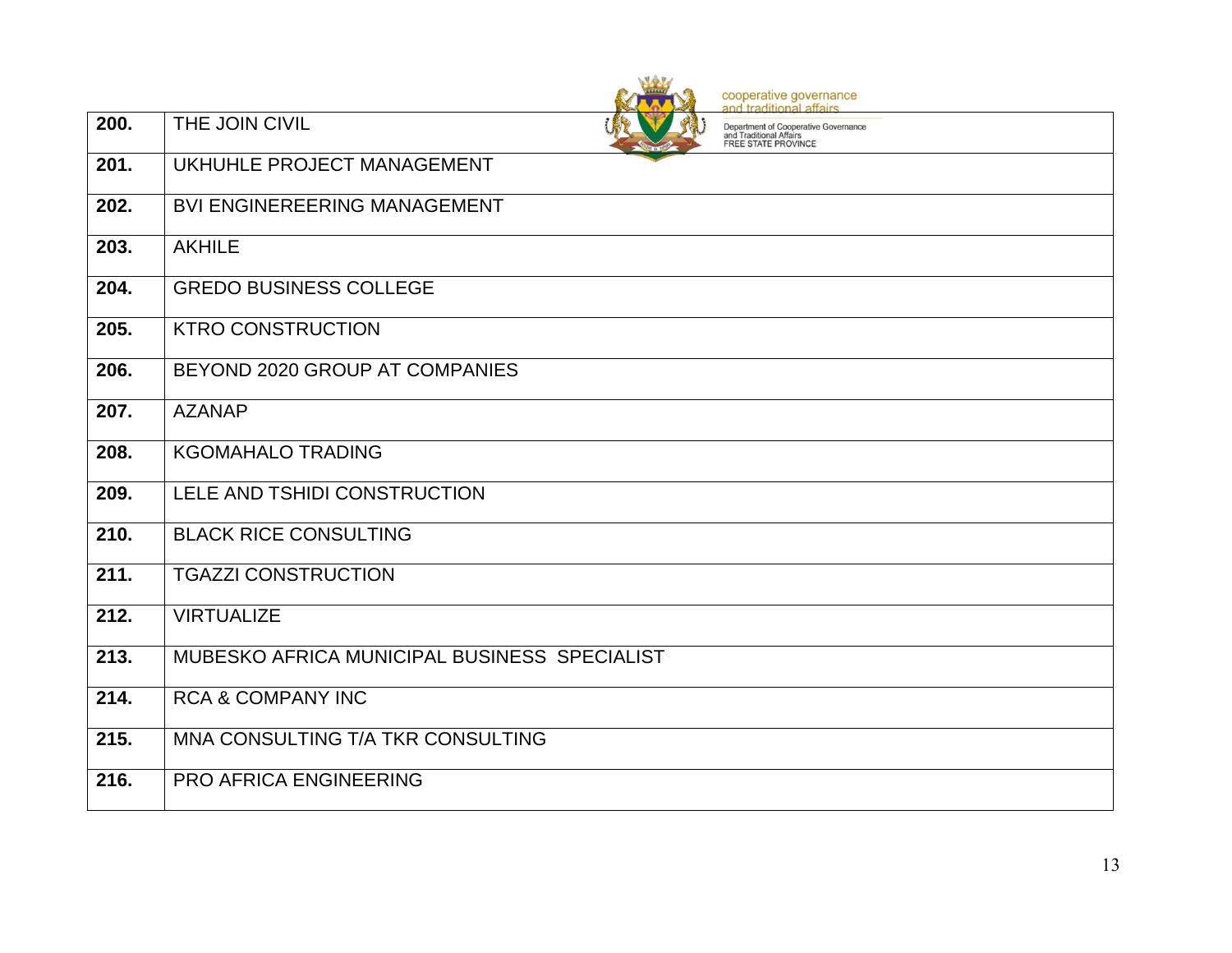| | |
|---|---|
| **200.** | THE JOIN CIVIL |
| **201.** | UKHUHLE PROJECT MANAGEMENT |
| **202.** | BVI ENGINEREERING MANAGEMENT |
| **203.** | AKHILE |
| **204.** | GREDO BUSINESS COLLEGE |
| **205.** | KTRO CONSTRUCTION |
| **206.** | BEYOND 2020 GROUP AT COMPANIES |
| **207.** | AZANAP |
| **208.** | KGOMAHALO TRADING |
| **209.** | LELE AND TSHIDI CONSTRUCTION |
| **210.** | BLACK RICE CONSULTING |
| **211.** | TGAZZI CONSTRUCTION |
| **212.** | VIRTUALIZE |
| **213.** | MUBESKO AFRICA MUNICIPAL BUSINESS SPECIALIST |
| **214.** | RCA & COMPANY INC |
| **215.** | MNA CONSULTING T/A TKR CONSULTING |
| **216.** | PRO AFRICA ENGINEERING |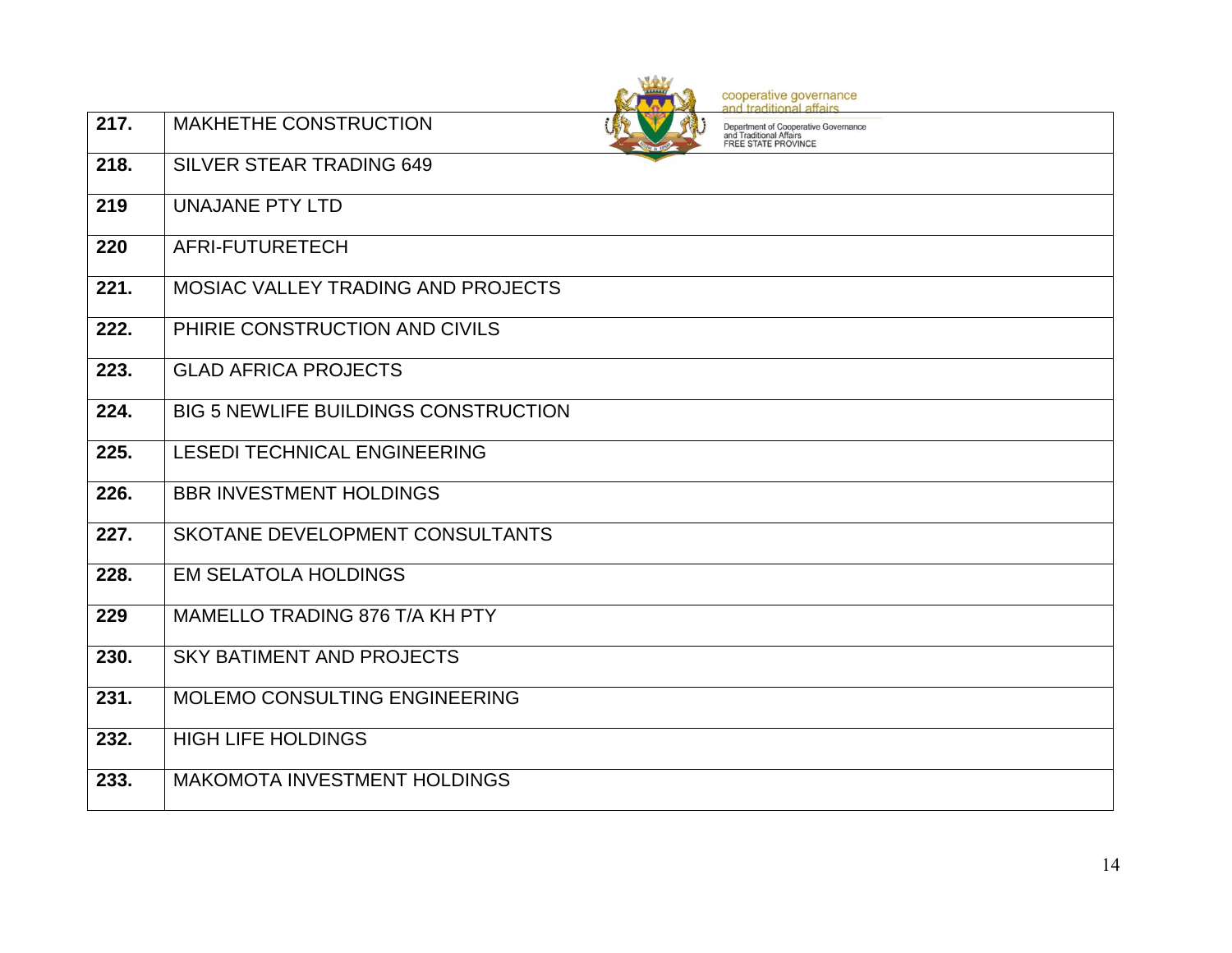| | |
|---|---|
| **217.** | MAKHETHE CONSTRUCTION |
| **218.** | SILVER STEAR TRADING 649 |
| **219** | UNAJANE PTY LTD |
| **220** | AFRI-FUTURETECH |
| **221.** | MOSIAC VALLEY TRADING AND PROJECTS |
| **222.** | PHIRIE CONSTRUCTION AND CIVILS |
| **223.** | GLAD AFRICA PROJECTS |
| **224.** | BIG 5 NEWLIFE BUILDINGS CONSTRUCTION |
| **225.** | LESEDI TECHNICAL ENGINEERING |
| **226.** | BBR INVESTMENT HOLDINGS |
| **227.** | SKOTANE DEVELOPMENT CONSULTANTS |
| **228.** | EM SELATOLA HOLDINGS |
| **229** | MAMELLO TRADING 876 T/A KH PTY |
| **230.** | SKY BATIMENT AND PROJECTS |
| **231.** | MOLEMO CONSULTING ENGINEERING |
| **232.** | HIGH LIFE HOLDINGS |
| **233.** | MAKOMOTA INVESTMENT HOLDINGS |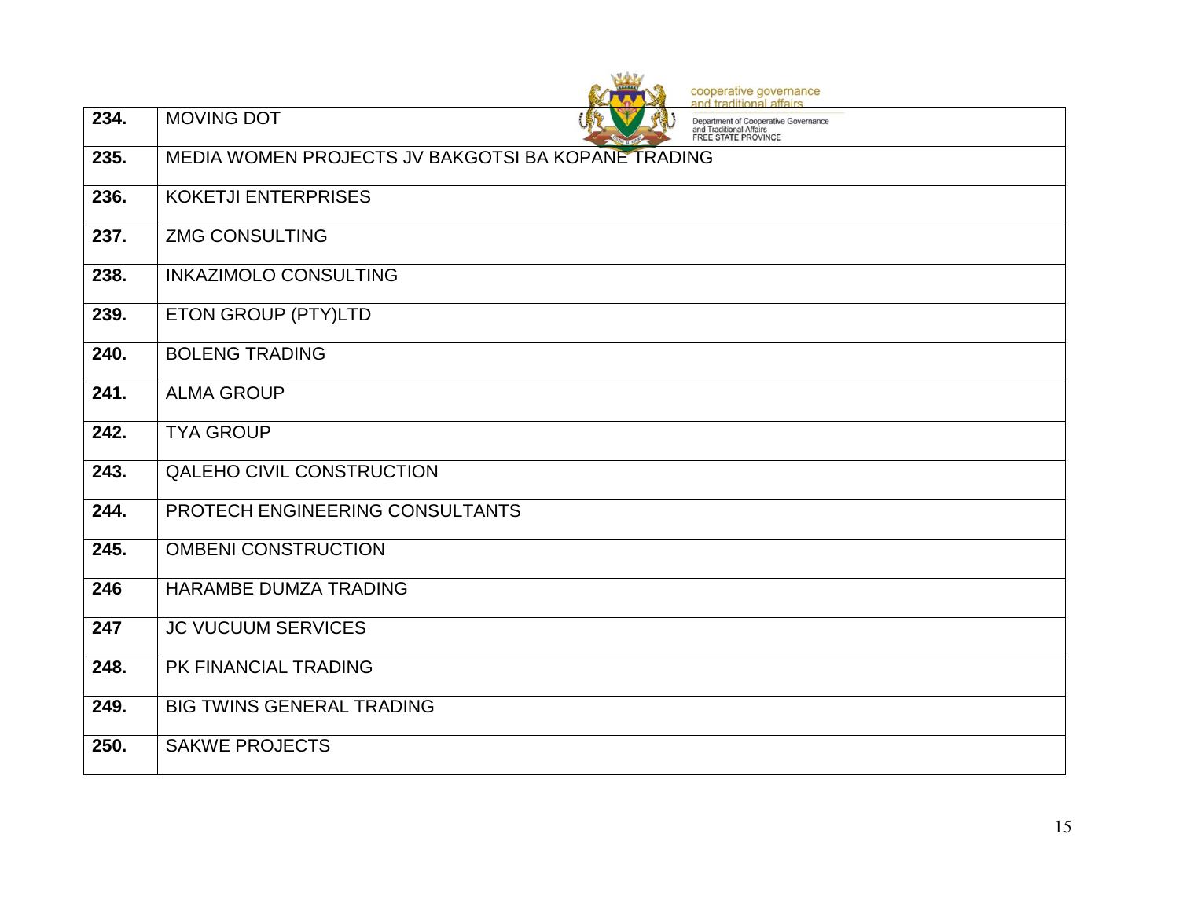| 234. | MOVING DOT |
|---|---|
| 235. | MEDIA WOMEN PROJECTS JV BAKGOTSI BA KOPANE TRADING |
| 236. | KOKETJI ENTERPRISES |
| 237. | ZMG CONSULTING |
| 238. | INKAZIMOLO CONSULTING |
| 239. | ETON GROUP (PTY)LTD |
| 240. | BOLENG TRADING |
| 241. | ALMA GROUP |
| 242. | TYA GROUP |
| 243. | QALEHO CIVIL CONSTRUCTION |
| 244. | PROTECH ENGINEERING CONSULTANTS |
| 245. | OMBENI CONSTRUCTION |
| 246 | HARAMBE DUMZA TRADING |
| 247 | JC VUCUUM SERVICES |
| 248. | PK FINANCIAL TRADING |
| 249. | BIG TWINS GENERAL TRADING |
| 250. | SAKWE PROJECTS |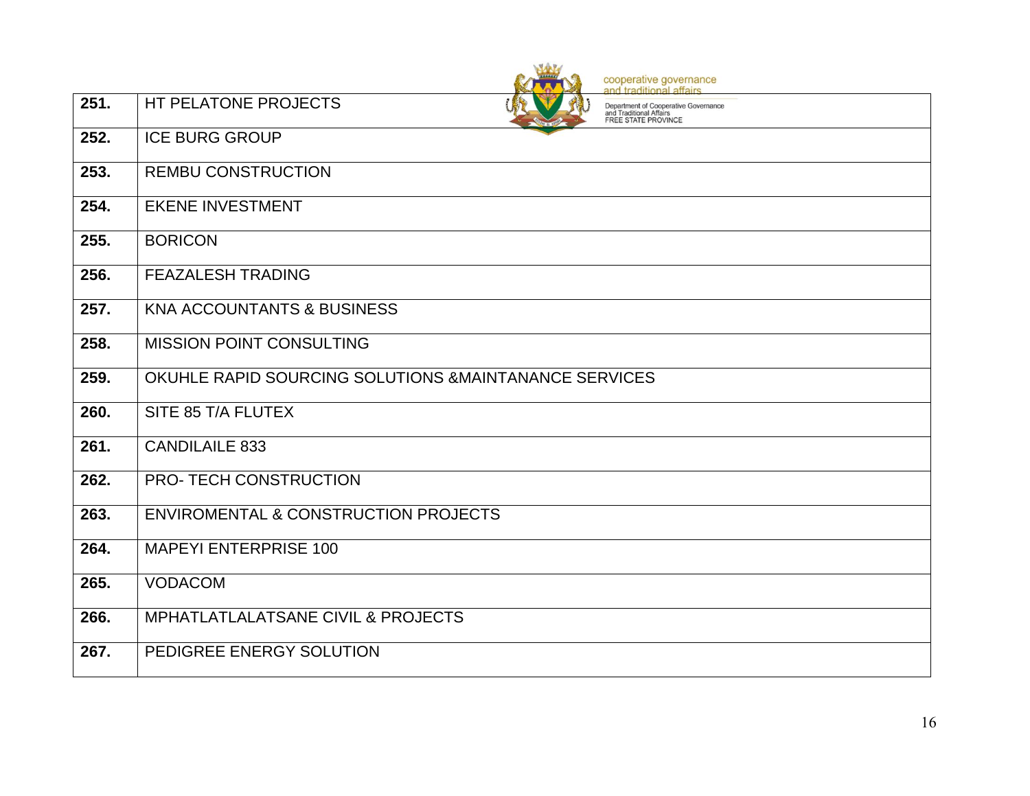| | |
|---|---|
| **251.** | HT PELATONE PROJECTS |
| **252.** | ICE BURG GROUP |
| **253.** | REMBU CONSTRUCTION |
| **254.** | EKENE INVESTMENT |
| **255.** | BORICON |
| **256.** | FEAZALESH TRADING |
| **257.** | KNA ACCOUNTANTS & BUSINESS |
| **258.** | MISSION POINT CONSULTING |
| **259.** | OKUHLE RAPID SOURCING SOLUTIONS &MAINTANANCE SERVICES |
| **260.** | SITE 85 T/A FLUTEX |
| **261.** | CANDILAILE 833 |
| **262.** | PRO- TECH CONSTRUCTION |
| **263.** | ENVIROMENTAL & CONSTRUCTION PROJECTS |
| **264.** | MAPEYI ENTERPRISE 100 |
| **265.** | VODACOM |
| **266.** | MPHATLATLALATSANE CIVIL & PROJECTS |
| **267.** | PEDIGREE ENERGY SOLUTION |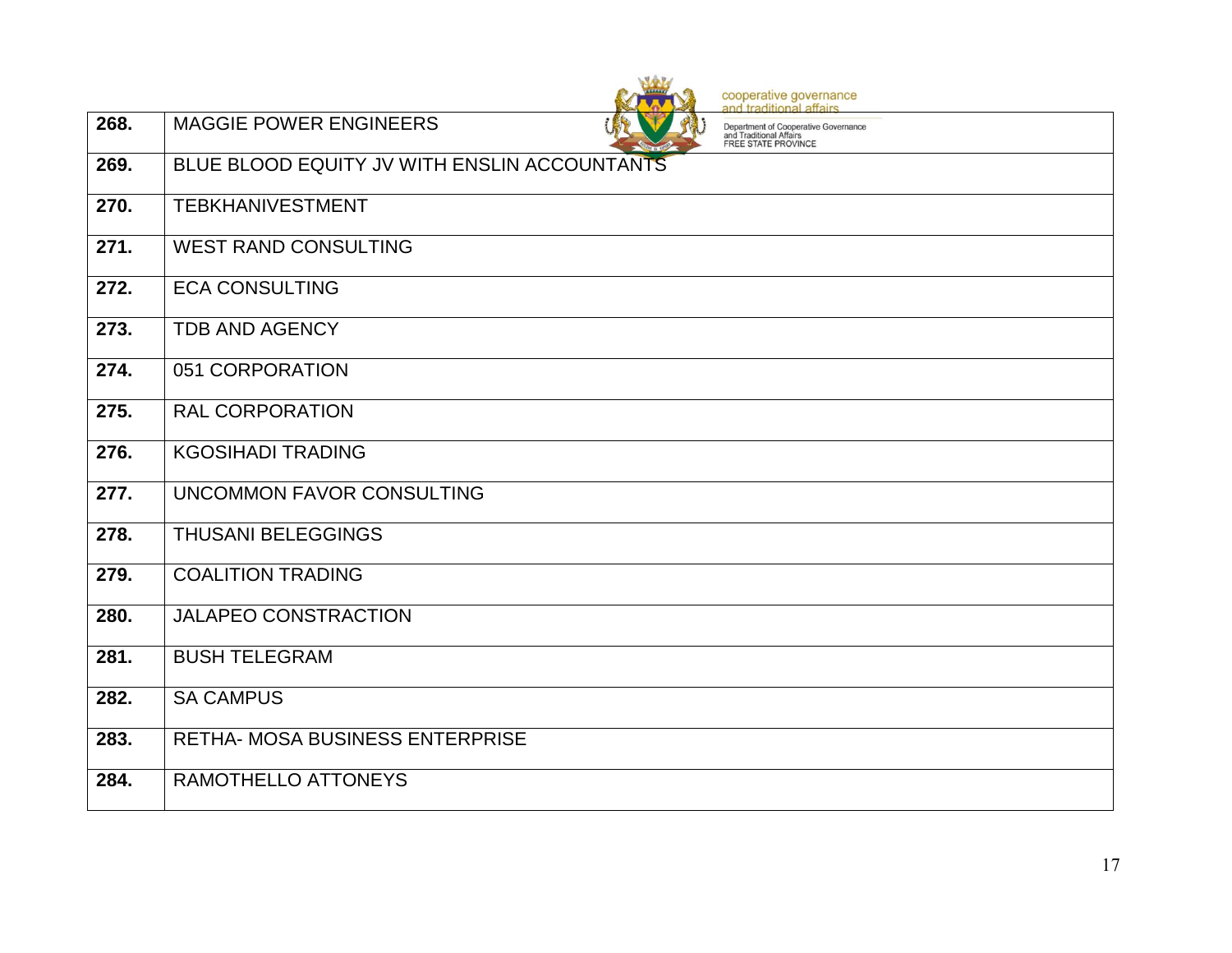| | |
|---|---|
| **268.** | MAGGIE POWER ENGINEERS |
| **269.** | BLUE BLOOD EQUITY JV WITH ENSLIN ACCOUNTANTS |
| **270.** | TEBKHANIVESTMENT |
| **271.** | WEST RAND CONSULTING |
| **272.** | ECA CONSULTING |
| **273.** | TDB AND AGENCY |
| **274.** | 051 CORPORATION |
| **275.** | RAL CORPORATION |
| **276.** | KGOSIHADI TRADING |
| **277.** | UNCOMMON FAVOR CONSULTING |
| **278.** | THUSANI BELEGGINGS |
| **279.** | COALITION TRADING |
| **280.** | JALAPEO CONSTRACTION |
| **281.** | BUSH TELEGRAM |
| **282.** | SA CAMPUS |
| **283.** | RETHA- MOSA BUSINESS ENTERPRISE |
| **284.** | RAMOTHELLO ATTONEYS |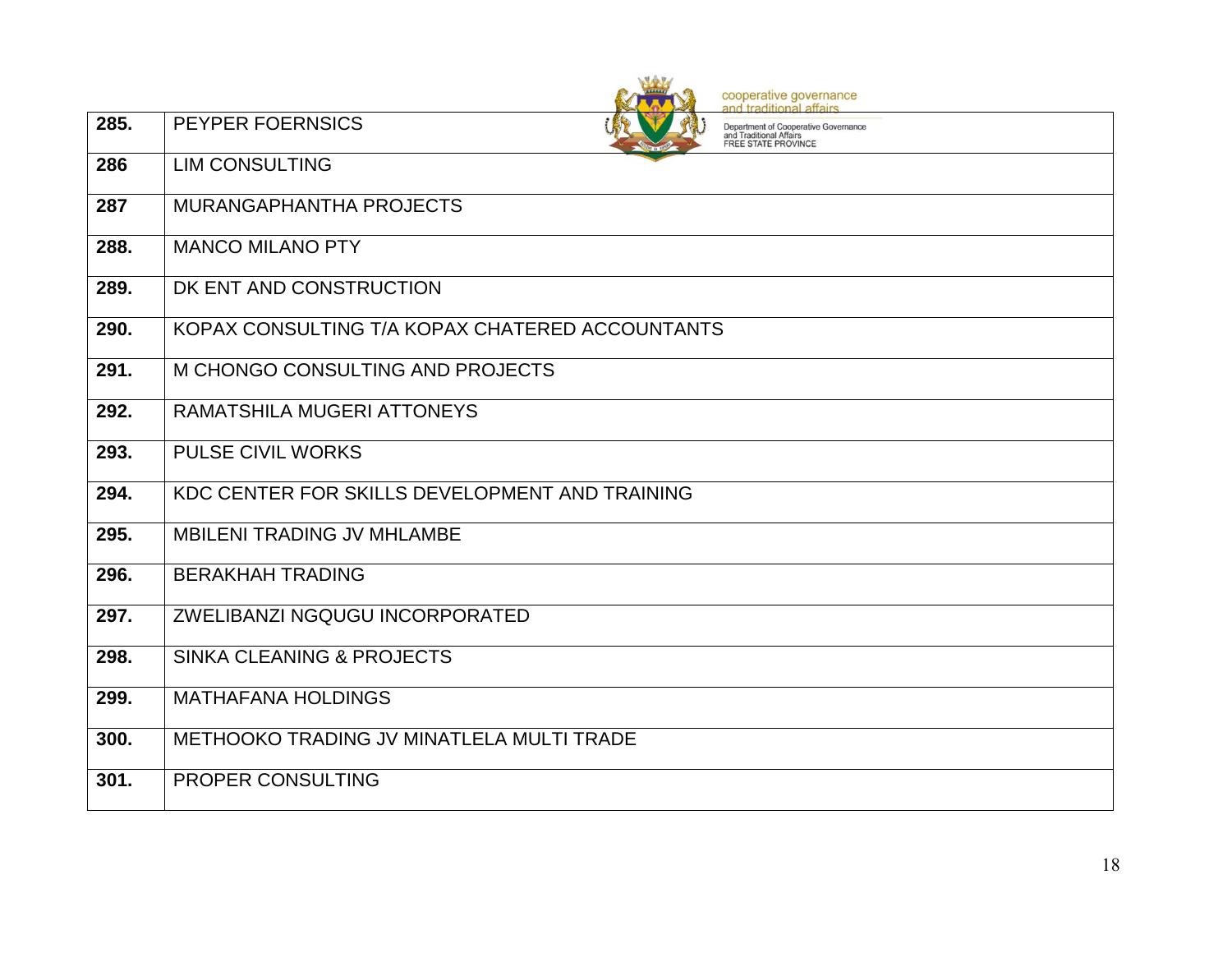| 285. | PEYPER FOERNSICS |
|---|---|
| 286 | LIM CONSULTING |
| 287 | MURANGAPHANTHA PROJECTS |
| 288. | MANCO MILANO PTY |
| 289. | DK ENT AND CONSTRUCTION |
| 290. | KOPAX CONSULTING T/A KOPAX CHATERED ACCOUNTANTS |
| 291. | M CHONGO CONSULTING AND PROJECTS |
| 292. | RAMATSHILA MUGERI ATTONEYS |
| 293. | PULSE CIVIL WORKS |
| 294. | KDC CENTER FOR SKILLS DEVELOPMENT AND TRAINING |
| 295. | MBILENI TRADING JV MHLAMBE |
| 296. | BERAKHAH TRADING |
| 297. | ZWELIBANZI NGQUGU INCORPORATED |
| 298. | SINKA CLEANING & PROJECTS |
| 299. | MATHAFANA HOLDINGS |
| 300. | METHOOKO TRADING JV MINATLELA MULTI TRADE |
| 301. | PROPER CONSULTING |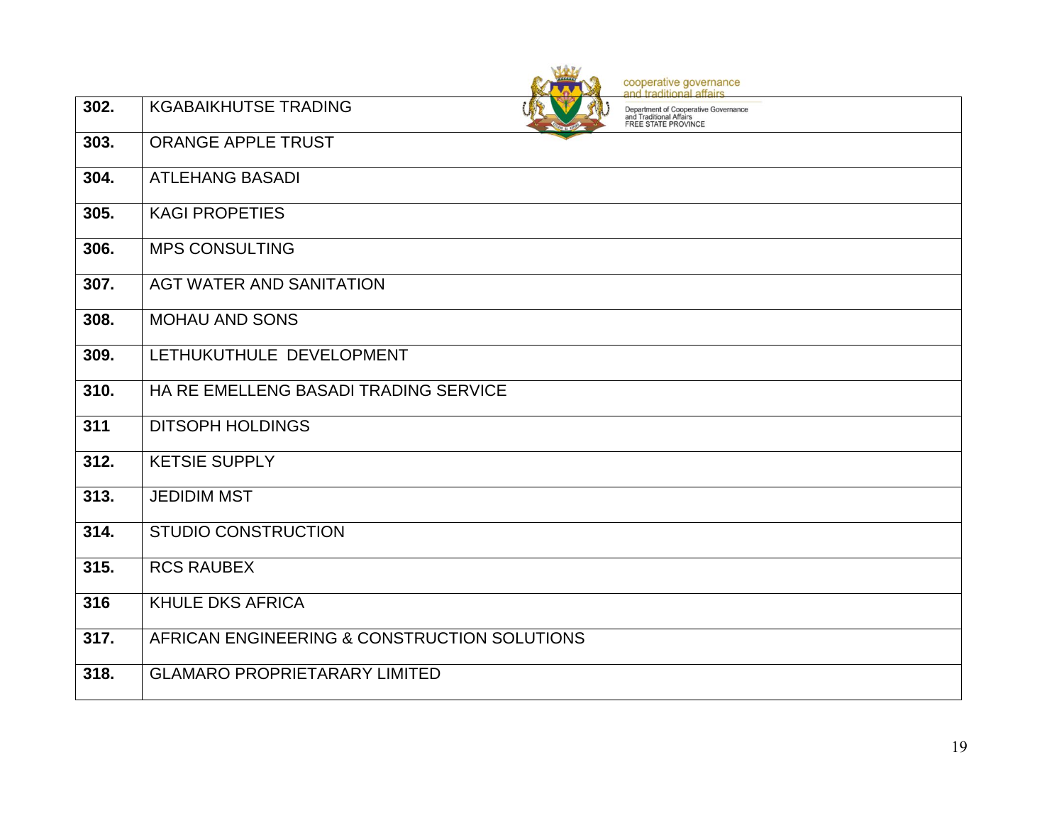| | |
|---|---|
| **302.** | KGABAIKHUTSE TRADING |
| **303.** | ORANGE APPLE TRUST |
| **304.** | ATLEHANG BASADI |
| **305.** | KAGI PROPETIES |
| **306.** | MPS CONSULTING |
| **307.** | AGT WATER AND SANITATION |
| **308.** | MOHAU AND SONS |
| **309.** | LETHUKUTHULE DEVELOPMENT |
| **310.** | HA RE EMELLENG BASADI TRADING SERVICE |
| **311** | DITSOPH HOLDINGS |
| **312.** | KETSIE SUPPLY |
| **313.** | JEDIDIM MST |
| **314.** | STUDIO CONSTRUCTION |
| **315.** | RCS RAUBEX |
| **316** | KHULE DKS AFRICA |
| **317.** | AFRICAN ENGINEERING & CONSTRUCTION SOLUTIONS |
| **318.** | GLAMARO PROPRIETARARY LIMITED |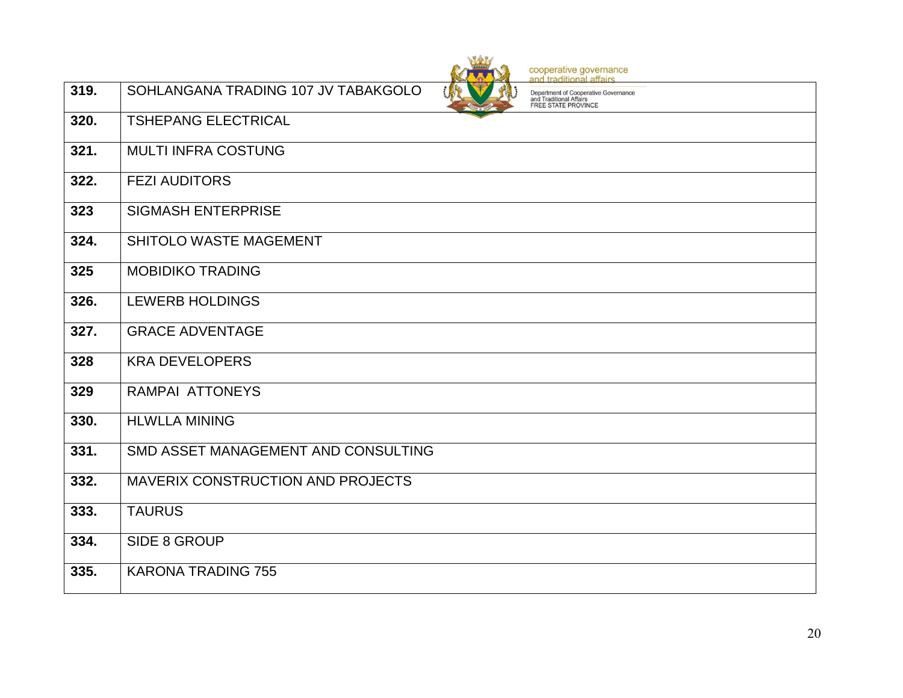| | |
|---|---|
| 319. | SOHLANGANA TRADING 107 JV TABAKGOLO |
| 320. | TSHEPANG ELECTRICAL |
| 321. | MULTI INFRA COSTUNG |
| 322. | FEZI AUDITORS |
| 323 | SIGMASH ENTERPRISE |
| 324. | SHITOLO WASTE MAGEMENT |
| 325 | MOBIDIKO TRADING |
| 326. | LEWERB HOLDINGS |
| 327. | GRACE ADVENTAGE |
| 328 | KRA DEVELOPERS |
| 329 | RAMPAI ATTONEYS |
| 330. | HLWLLA MINING |
| 331. | SMD ASSET MANAGEMENT AND CONSULTING |
| 332. | MAVERIX CONSTRUCTION AND PROJECTS |
| 333. | TAURUS |
| 334. | SIDE 8 GROUP |
| 335. | KARONA TRADING 755 |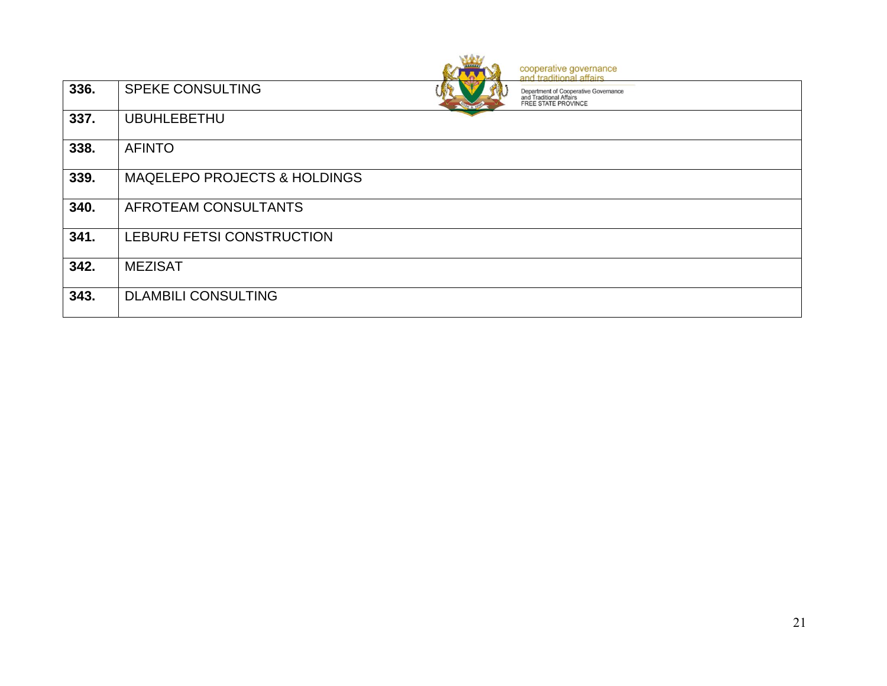| | |
|---|---|
| **336.** | SPEKE CONSULTING |
| **337.** | UBUHLEBETHU |
| **338.** | AFINTO |
| **339.** | MAQELEPO PROJECTS & HOLDINGS |
| **340.** | AFROTEAM CONSULTANTS |
| **341.** | LEBURU FETSI CONSTRUCTION |
| **342.** | MEZISAT |
| **343.** | DLAMBILI CONSULTING |